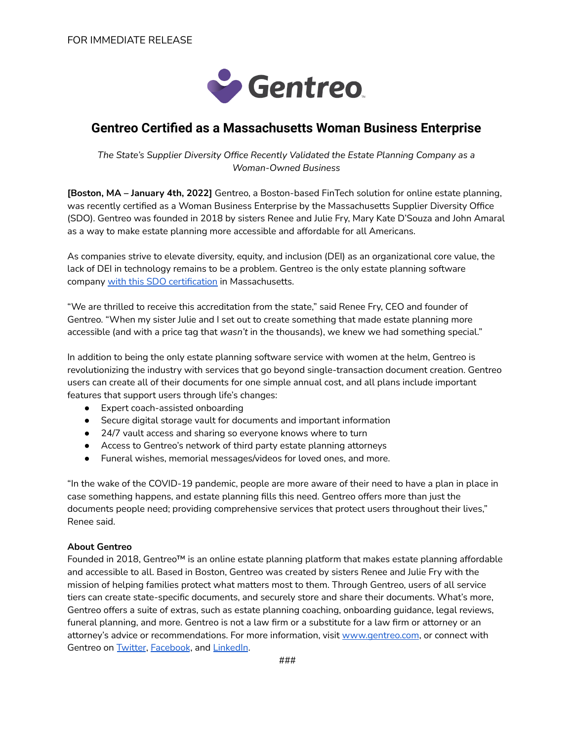FOR IMMEDIATE RELEASE

Gentreo

# Gentreo Certified as a Massachusetts Woman Business Enterprise

*The State's Supplier Diversity Office Recently Validated the Estate Planning Company as a Woman-Owned Business*

**[Boston, MA – January 4th, 2022]** Gentreo, a Boston-based FinTech solution for online estate planning, was recently certified as a Woman Business Enterprise by the Massachusetts Supplier Diversity Office (SDO). Gentreo was founded in 2018 by sisters Renee and Julie Fry, Mary Kate D'Souza and John Amaral as a way to make estate planning more accessible and affordable for all Americans.

As companies strive to elevate diversity, equity, and inclusion (DEI) as an organizational core value, the lack of DEI in technology remains to be a problem. Gentreo is the only estate planning software company [with this SDO certification](#) in Massachusetts.

"We are thrilled to receive this accreditation from the state," said Renee Fry, CEO and founder of Gentreo. "When my sister Julie and I set out to create something that made estate planning more accessible (and with a price tag that *wasn't* in the thousands), we knew we had something special."

In addition to being the only estate planning software service with women at the helm, Gentreo is revolutionizing the industry with services that go beyond single-transaction document creation. Gentreo users can create all of their documents for one simple annual cost, and all plans include important features that support users through life's changes:

- Expert coach-assisted onboarding
- Secure digital storage vault for documents and important information
- 24/7 vault access and sharing so everyone knows where to turn
- Access to Gentreo's network of third party estate planning attorneys
- Funeral wishes, memorial messages/videos for loved ones, and more.

"In the wake of the COVID-19 pandemic, people are more aware of their need to have a plan in place in case something happens, and estate planning fills this need. Gentreo offers more than just the documents people need; providing comprehensive services that protect users throughout their lives," Renee said.

**About Gentreo**

Founded in 2018, Gentreo™ is an online estate planning platform that makes estate planning affordable and accessible to all. Based in Boston, Gentreo was created by sisters Renee and Julie Fry with the mission of helping families protect what matters most to them. Through Gentreo, users of all service tiers can create state-specific documents, and securely store and share their documents. What's more, Gentreo offers a suite of extras, such as estate planning coaching, onboarding guidance, legal reviews, funeral planning, and more. Gentreo is not a law firm or a substitute for a law firm or attorney or an attorney's advice or recommendations. For more information, visit [www.gentreo.com](http://www.gentreo.com), or connect with Gentreo on [Twitter](#), [Facebook](#), and [LinkedIn](#).

###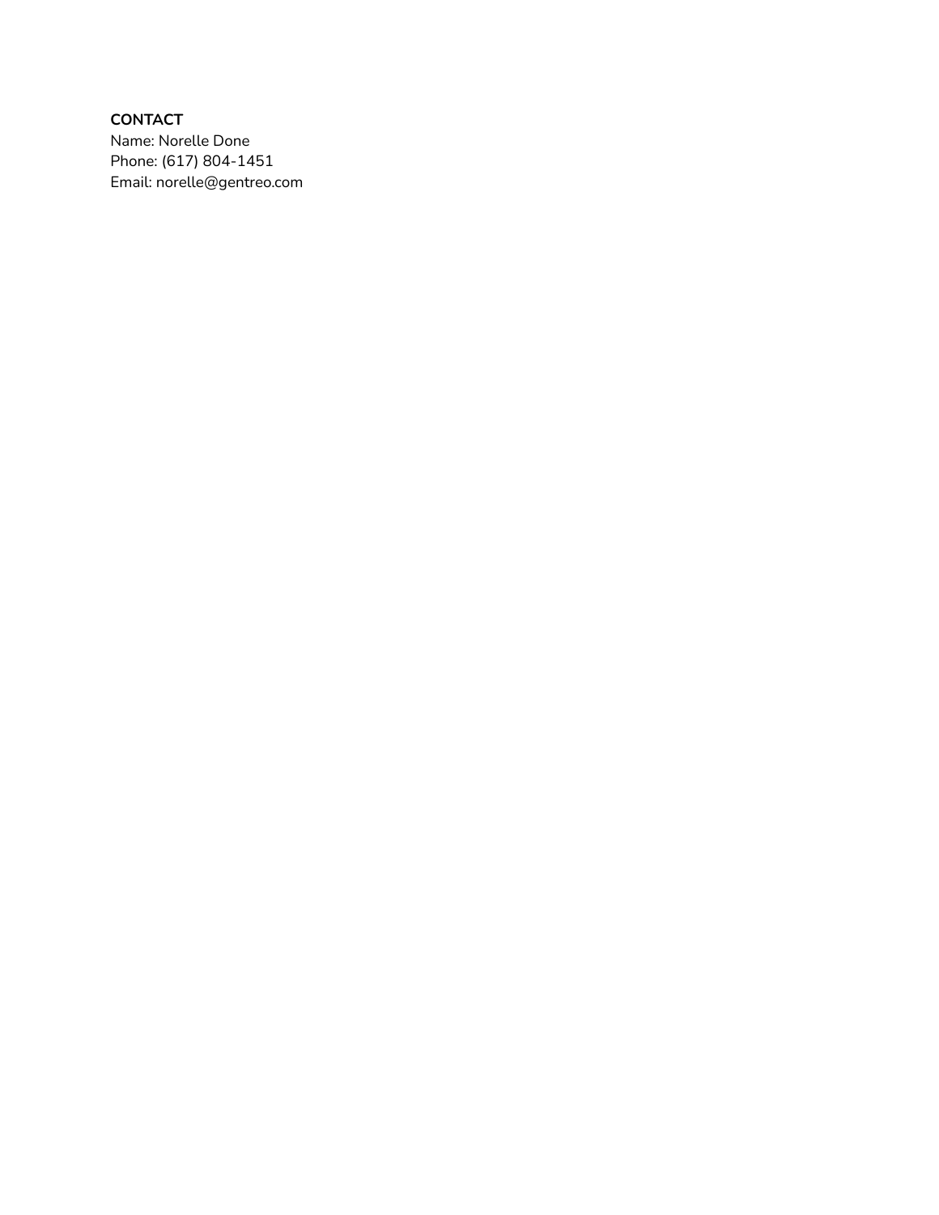**CONTACT**
Name: Norelle Done
Phone: (617) 804-1451
Email: norelle@gentreo.com